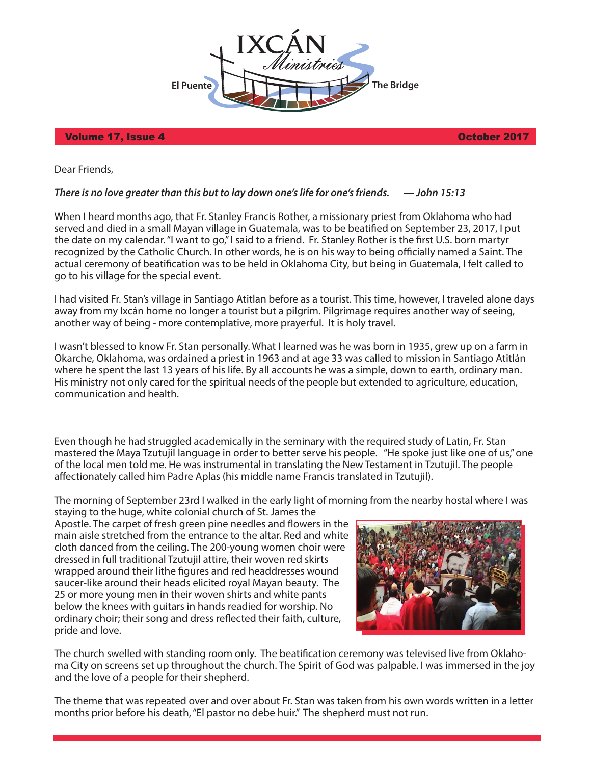# IXCÁN Ministries

El Puente — The Bridge

**Volume 17, Issue 4** — **October 2017**

Dear Friends,

***There is no love greater than this but to lay down one's life for one's friends. — John 15:13***

When I heard months ago, that Fr. Stanley Francis Rother, a missionary priest from Oklahoma who had served and died in a small Mayan village in Guatemala, was to be beatified on September 23, 2017, I put the date on my calendar. "I want to go," I said to a friend. Fr. Stanley Rother is the first U.S. born martyr recognized by the Catholic Church. In other words, he is on his way to being officially named a Saint. The actual ceremony of beatification was to be held in Oklahoma City, but being in Guatemala, I felt called to go to his village for the special event.

I had visited Fr. Stan's village in Santiago Atitlan before as a tourist. This time, however, I traveled alone days away from my Ixcán home no longer a tourist but a pilgrim. Pilgrimage requires another way of seeing, another way of being - more contemplative, more prayerful. It is holy travel.

I wasn't blessed to know Fr. Stan personally. What I learned was he was born in 1935, grew up on a farm in Okarche, Oklahoma, was ordained a priest in 1963 and at age 33 was called to mission in Santiago Atitlán where he spent the last 13 years of his life. By all accounts he was a simple, down to earth, ordinary man. His ministry not only cared for the spiritual needs of the people but extended to agriculture, education, communication and health.

Even though he had struggled academically in the seminary with the required study of Latin, Fr. Stan mastered the Maya Tzutujil language in order to better serve his people. "He spoke just like one of us," one of the local men told me. He was instrumental in translating the New Testament in Tzutujil. The people affectionately called him Padre Aplas (his middle name Francis translated in Tzutujil).

The morning of September 23rd I walked in the early light of morning from the nearby hostal where I was staying to the huge, white colonial church of St. James the Apostle. The carpet of fresh green pine needles and flowers in the main aisle stretched from the entrance to the altar. Red and white cloth danced from the ceiling. The 200-young women choir were dressed in full traditional Tzutujil attire, their woven red skirts wrapped around their lithe figures and red headdresses wound saucer-like around their heads elicited royal Mayan beauty. The 25 or more young men in their woven shirts and white pants below the knees with guitars in hands readied for worship. No ordinary choir; their song and dress reflected their faith, culture, pride and love.

The church swelled with standing room only. The beatification ceremony was televised live from Oklahoma City on screens set up throughout the church. The Spirit of God was palpable. I was immersed in the joy and the love of a people for their shepherd.

The theme that was repeated over and over about Fr. Stan was taken from his own words written in a letter months prior before his death, "El pastor no debe huir." The shepherd must not run.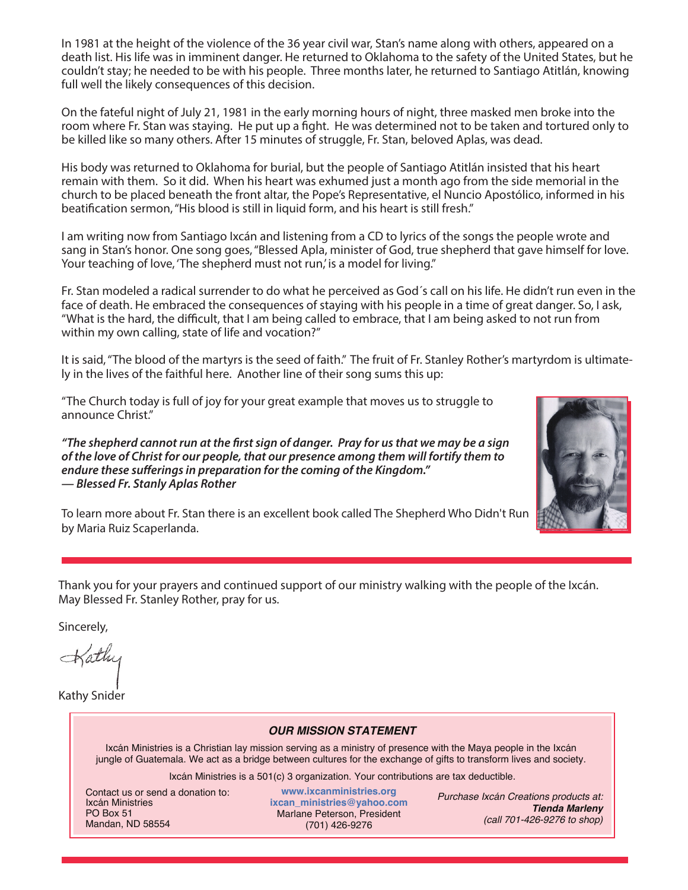In 1981 at the height of the violence of the 36 year civil war, Stan's name along with others, appeared on a death list. His life was in imminent danger. He returned to Oklahoma to the safety of the United States, but he couldn't stay; he needed to be with his people. Three months later, he returned to Santiago Atitlán, knowing full well the likely consequences of this decision.

On the fateful night of July 21, 1981 in the early morning hours of night, three masked men broke into the room where Fr. Stan was staying. He put up a fight. He was determined not to be taken and tortured only to be killed like so many others. After 15 minutes of struggle, Fr. Stan, beloved Aplas, was dead.

His body was returned to Oklahoma for burial, but the people of Santiago Atitlán insisted that his heart remain with them. So it did. When his heart was exhumed just a month ago from the side memorial in the church to be placed beneath the front altar, the Pope's Representative, el Nuncio Apostólico, informed in his beatification sermon, "His blood is still in liquid form, and his heart is still fresh."

I am writing now from Santiago Ixcán and listening from a CD to lyrics of the songs the people wrote and sang in Stan's honor. One song goes, "Blessed Apla, minister of God, true shepherd that gave himself for love. Your teaching of love, 'The shepherd must not run,' is a model for living."

Fr. Stan modeled a radical surrender to do what he perceived as God´s call on his life. He didn't run even in the face of death. He embraced the consequences of staying with his people in a time of great danger. So, I ask, "What is the hard, the difficult, that I am being called to embrace, that I am being asked to not run from within my own calling, state of life and vocation?"

It is said, "The blood of the martyrs is the seed of faith." The fruit of Fr. Stanley Rother's martyrdom is ultimately in the lives of the faithful here. Another line of their song sums this up:

"The Church today is full of joy for your great example that moves us to struggle to announce Christ."

***"The shepherd cannot run at the first sign of danger. Pray for us that we may be a sign of the love of Christ for our people, that our presence among them will fortify them to endure these sufferings in preparation for the coming of the Kingdom."***
***— Blessed Fr. Stanly Aplas Rother***

To learn more about Fr. Stan there is an excellent book called The Shepherd Who Didn't Run by Maria Ruiz Scaperlanda.

---

Thank you for your prayers and continued support of our ministry walking with the people of the Ixcán. May Blessed Fr. Stanley Rother, pray for us.

Sincerely,

Kathy

Kathy Snider

---

***OUR MISSION STATEMENT***

Ixcán Ministries is a Christian lay mission serving as a ministry of presence with the Maya people in the Ixcán jungle of Guatemala. We act as a bridge between cultures for the exchange of gifts to transform lives and society.

Ixcán Ministries is a 501(c) 3 organization. Your contributions are tax deductible.

Contact us or send a donation to:
Ixcán Ministries
PO Box 51
Mandan, ND 58554

**www.ixcanministries.org**
**ixcan_ministries@yahoo.com**
Marlane Peterson, President
(701) 426-9276

*Purchase Ixcán Creations products at:*
***Tienda Marleny***
*(call 701-426-9276 to shop)*